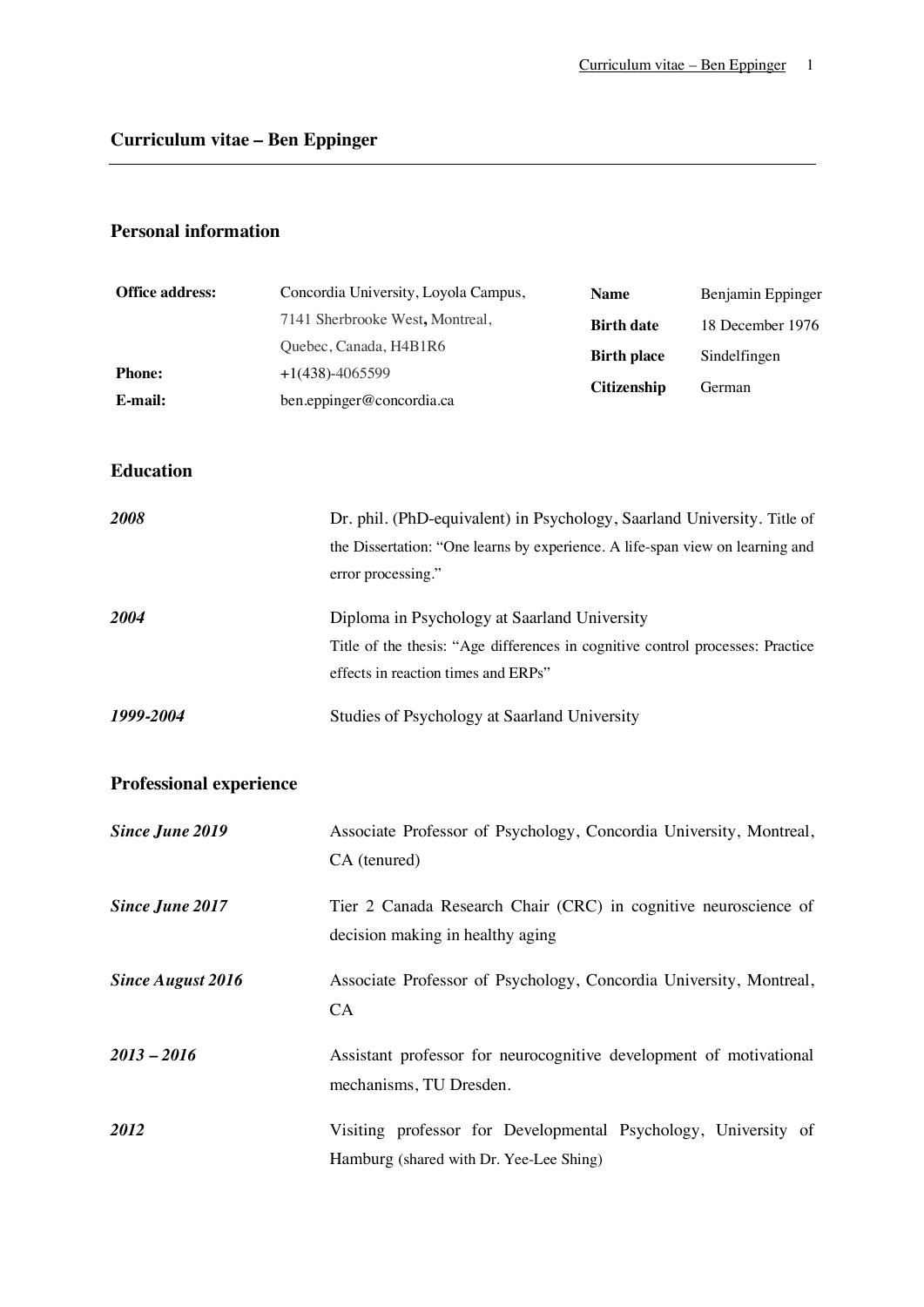# Curriculum vitae – Ben Eppinger

## Personal information

| | | | |
|---|---|---|---|
| **Office address:** | Concordia University, Loyola Campus, 7141 Sherbrooke West**,** Montreal, Quebec, Canada, H4B1R6 | **Name** | Benjamin Eppinger |
| **Phone:** | +1(438)-4065599 | **Birth date** | 18 December 1976 |
| **E-mail:** | ben.eppinger@concordia.ca | **Birth place** | Sindelfingen |
| | | **Citizenship** | German |

## Education

***2008*** — Dr. phil. (PhD-equivalent) in Psychology, Saarland University. Title of the Dissertation: "One learns by experience. A life-span view on learning and error processing."

***2004*** — Diploma in Psychology at Saarland University
Title of the thesis: "Age differences in cognitive control processes: Practice effects in reaction times and ERPs"

***1999-2004*** — Studies of Psychology at Saarland University

## Professional experience

***Since June 2019*** — Associate Professor of Psychology, Concordia University, Montreal, CA (tenured)

***Since June 2017*** — Tier 2 Canada Research Chair (CRC) in cognitive neuroscience of decision making in healthy aging

***Since August 2016*** — Associate Professor of Psychology, Concordia University, Montreal, CA

***2013 – 2016*** — Assistant professor for neurocognitive development of motivational mechanisms, TU Dresden.

***2012*** — Visiting professor for Developmental Psychology, University of Hamburg (shared with Dr. Yee-Lee Shing)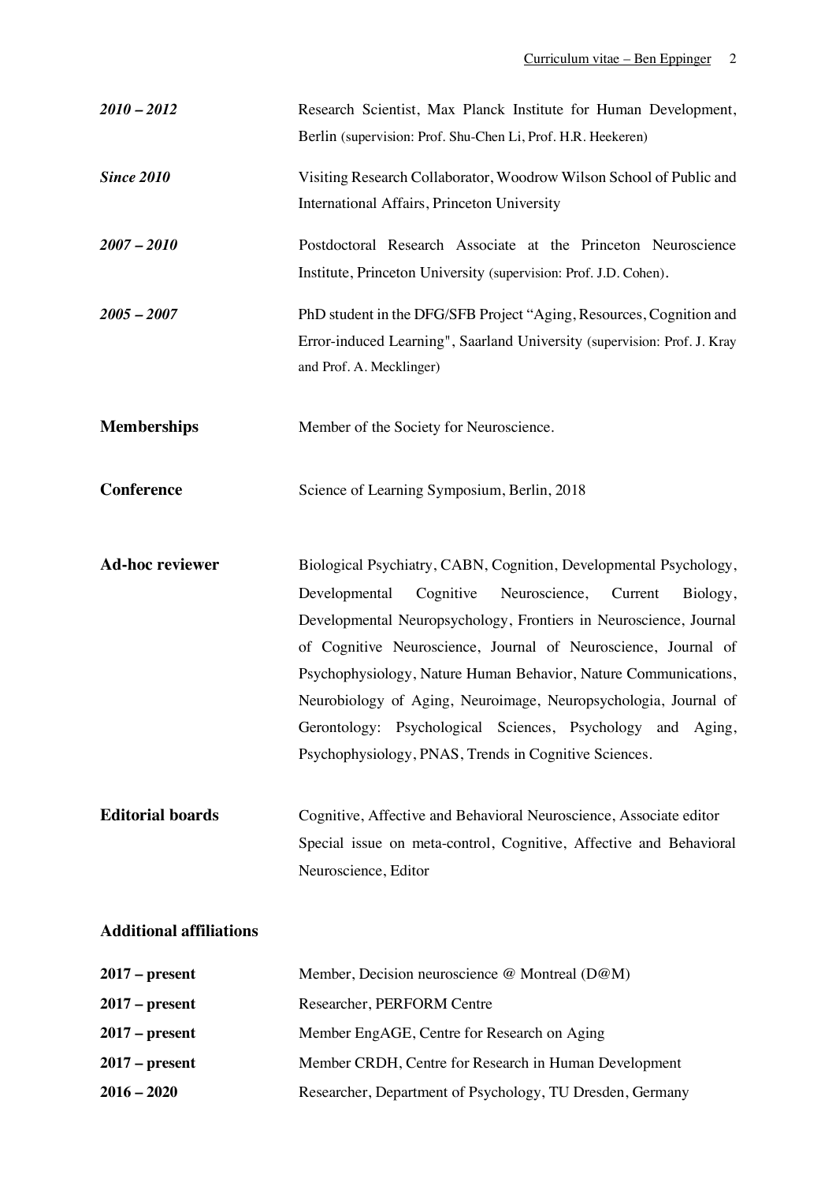***2010 – 2012*** Research Scientist, Max Planck Institute for Human Development, Berlin (supervision: Prof. Shu-Chen Li, Prof. H.R. Heekeren)

***Since 2010*** Visiting Research Collaborator, Woodrow Wilson School of Public and International Affairs, Princeton University

***2007 – 2010*** Postdoctoral Research Associate at the Princeton Neuroscience Institute, Princeton University (supervision: Prof. J.D. Cohen).

***2005 – 2007*** PhD student in the DFG/SFB Project "Aging, Resources, Cognition and Error-induced Learning", Saarland University (supervision: Prof. J. Kray and Prof. A. Mecklinger)

**Memberships** Member of the Society for Neuroscience.

**Conference** Science of Learning Symposium, Berlin, 2018

**Ad-hoc reviewer** Biological Psychiatry, CABN, Cognition, Developmental Psychology, Developmental Cognitive Neuroscience, Current Biology, Developmental Neuropsychology, Frontiers in Neuroscience, Journal of Cognitive Neuroscience, Journal of Neuroscience, Journal of Psychophysiology, Nature Human Behavior, Nature Communications, Neurobiology of Aging, Neuroimage, Neuropsychologia, Journal of Gerontology: Psychological Sciences, Psychology and Aging, Psychophysiology, PNAS, Trends in Cognitive Sciences.

**Editorial boards** Cognitive, Affective and Behavioral Neuroscience, Associate editor
Special issue on meta-control, Cognitive, Affective and Behavioral Neuroscience, Editor

**Additional affiliations**

**2017 – present** Member, Decision neuroscience @ Montreal (D@M)

**2017 – present** Researcher, PERFORM Centre

**2017 – present** Member EngAGE, Centre for Research on Aging

**2017 – present** Member CRDH, Centre for Research in Human Development

**2016 – 2020** Researcher, Department of Psychology, TU Dresden, Germany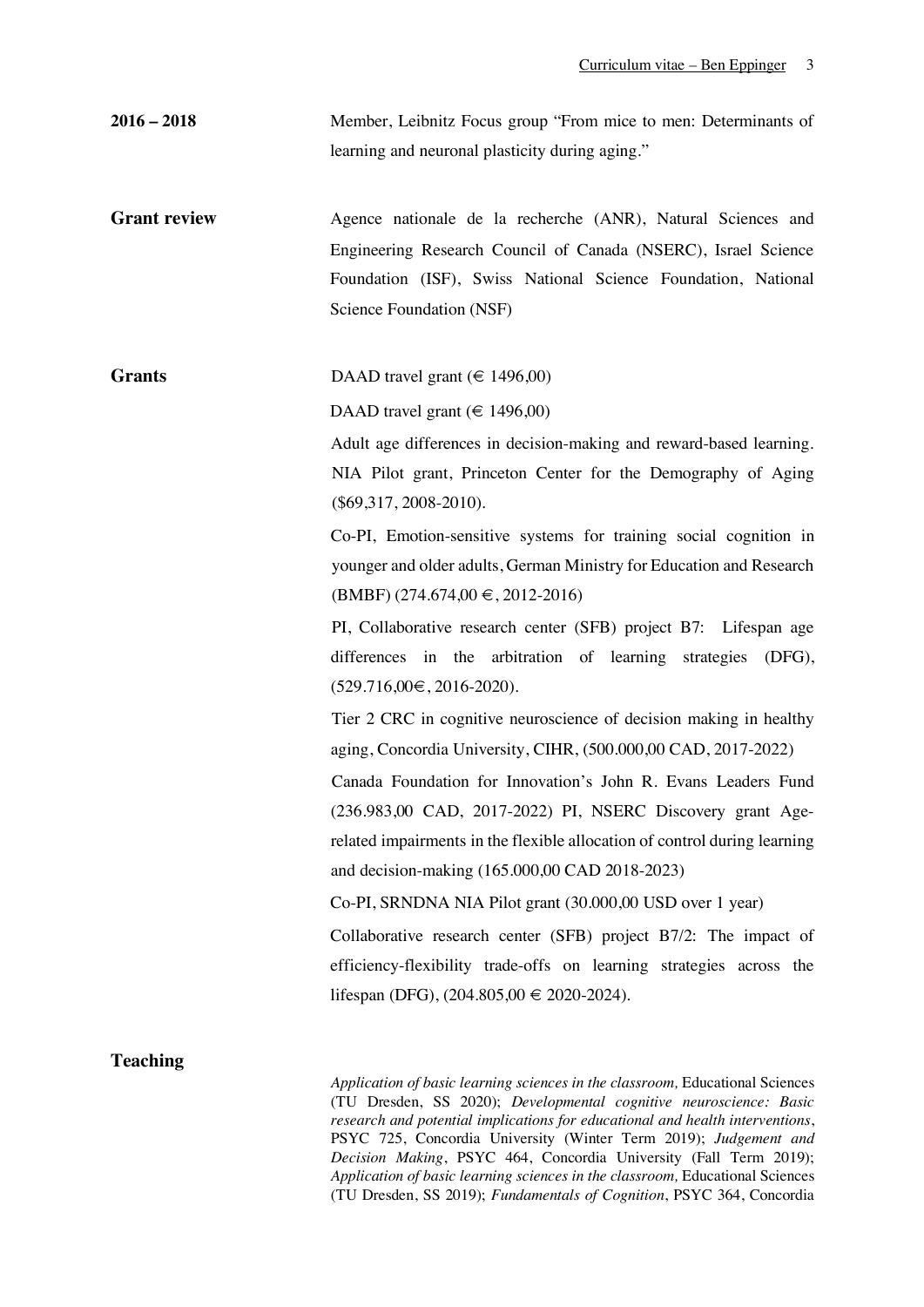**2016 – 2018** Member, Leibnitz Focus group "From mice to men: Determinants of learning and neuronal plasticity during aging."

**Grant review** Agence nationale de la recherche (ANR), Natural Sciences and Engineering Research Council of Canada (NSERC), Israel Science Foundation (ISF), Swiss National Science Foundation, National Science Foundation (NSF)

**Grants**

DAAD travel grant (€ 1496,00)

DAAD travel grant (€ 1496,00)

Adult age differences in decision-making and reward-based learning. NIA Pilot grant, Princeton Center for the Demography of Aging ($69,317, 2008-2010).

Co-PI, Emotion-sensitive systems for training social cognition in younger and older adults, German Ministry for Education and Research (BMBF) (274.674,00 €, 2012-2016)

PI, Collaborative research center (SFB) project B7: Lifespan age differences in the arbitration of learning strategies (DFG), (529.716,00€, 2016-2020).

Tier 2 CRC in cognitive neuroscience of decision making in healthy aging, Concordia University, CIHR, (500.000,00 CAD, 2017-2022)

Canada Foundation for Innovation's John R. Evans Leaders Fund (236.983,00 CAD, 2017-2022) PI, NSERC Discovery grant Age-related impairments in the flexible allocation of control during learning and decision-making (165.000,00 CAD 2018-2023)

Co-PI, SRNDNA NIA Pilot grant (30.000,00 USD over 1 year)

Collaborative research center (SFB) project B7/2: The impact of efficiency-flexibility trade-offs on learning strategies across the lifespan (DFG), (204.805,00 € 2020-2024).

**Teaching**

*Application of basic learning sciences in the classroom,* Educational Sciences (TU Dresden, SS 2020); *Developmental cognitive neuroscience: Basic research and potential implications for educational and health interventions*, PSYC 725, Concordia University (Winter Term 2019); *Judgement and Decision Making*, PSYC 464, Concordia University (Fall Term 2019); *Application of basic learning sciences in the classroom,* Educational Sciences (TU Dresden, SS 2019); *Fundamentals of Cognition*, PSYC 364, Concordia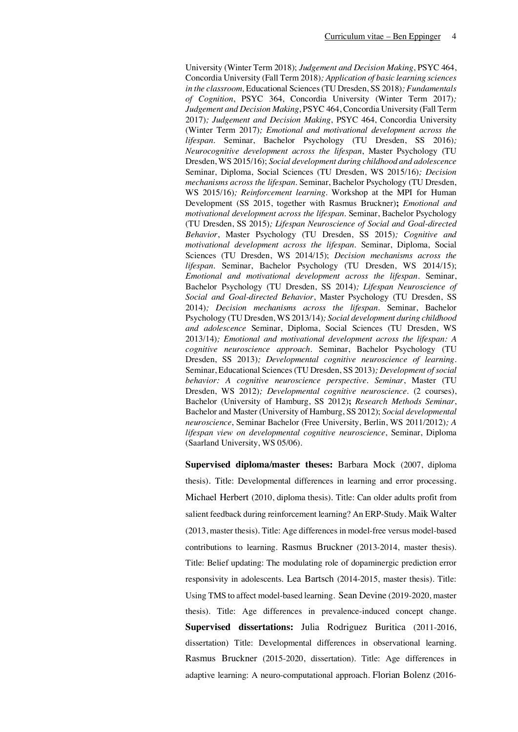University (Winter Term 2018); *Judgement and Decision Making*, PSYC 464, Concordia University (Fall Term 2018)*; Application of basic learning sciences in the classroom,* Educational Sciences (TU Dresden, SS 2018)*; Fundamentals of Cognition*, PSYC 364, Concordia University (Winter Term 2017)*; Judgement and Decision Making*, PSYC 464, Concordia University (Fall Term 2017)*; Judgement and Decision Making*, PSYC 464, Concordia University (Winter Term 2017)*; Emotional and motivational development across the lifespan*. Seminar, Bachelor Psychology (TU Dresden, SS 2016)*; Neurocognitive development across the lifespan*, Master Psychology (TU Dresden, WS 2015/16); *Social development during childhood and adolescence* Seminar, Diploma, Social Sciences (TU Dresden, WS 2015/16)*; Decision mechanisms across the lifespan*. Seminar, Bachelor Psychology (TU Dresden, WS 2015/16)*; Reinforcement learning*. Workshop at the MPI for Human Development (SS 2015, together with Rasmus Bruckner)**;** *Emotional and motivational development across the lifespan*. Seminar, Bachelor Psychology (TU Dresden, SS 2015)*; Lifespan Neuroscience of Social and Goal-directed Behavior*, Master Psychology (TU Dresden, SS 2015)*; Cognitive and motivational development across the lifespan*. Seminar, Diploma, Social Sciences (TU Dresden, WS 2014/15); *Decision mechanisms across the lifespan*. Seminar, Bachelor Psychology (TU Dresden, WS 2014/15); *Emotional and motivational development across the lifespan*. Seminar, Bachelor Psychology (TU Dresden, SS 2014)*; Lifespan Neuroscience of Social and Goal-directed Behavior*, Master Psychology (TU Dresden, SS 2014)*; Decision mechanisms across the lifespan*. Seminar, Bachelor Psychology (TU Dresden, WS 2013/14)*; Social development during childhood and adolescence* Seminar, Diploma, Social Sciences (TU Dresden, WS 2013/14)*; Emotional and motivational development across the lifespan: A cognitive neuroscience approach*. Seminar, Bachelor Psychology (TU Dresden, SS 2013)*; Developmental cognitive neuroscience of learning*. Seminar, Educational Sciences (TU Dresden, SS 2013)*; Development of social behavior: A cognitive neuroscience perspective*. *Seminar*, Master (TU Dresden, WS 2012)*; Developmental cognitive neuroscience*. (2 courses), Bachelor (University of Hamburg, SS 2012)**;** *Research Methods Seminar*, Bachelor and Master (University of Hamburg, SS 2012); *Social developmental neuroscience*, Seminar Bachelor (Free University, Berlin, WS 2011/2012)*; A lifespan view on developmental cognitive neuroscience*, Seminar, Diploma (Saarland University, WS 05/06).

**Supervised diploma/master theses:** Barbara Mock (2007, diploma thesis). Title: Developmental differences in learning and error processing. Michael Herbert (2010, diploma thesis). Title: Can older adults profit from salient feedback during reinforcement learning? An ERP-Study. Maik Walter (2013, master thesis). Title: Age differences in model-free versus model-based contributions to learning. Rasmus Bruckner (2013-2014, master thesis). Title: Belief updating: The modulating role of dopaminergic prediction error responsivity in adolescents. Lea Bartsch (2014-2015, master thesis). Title: Using TMS to affect model-based learning. Sean Devine (2019-2020, master thesis). Title: Age differences in prevalence-induced concept change. **Supervised dissertations:** Julia Rodriguez Buritica (2011-2016, dissertation) Title: Developmental differences in observational learning. Rasmus Bruckner (2015-2020, dissertation). Title: Age differences in adaptive learning: A neuro-computational approach. Florian Bolenz (2016-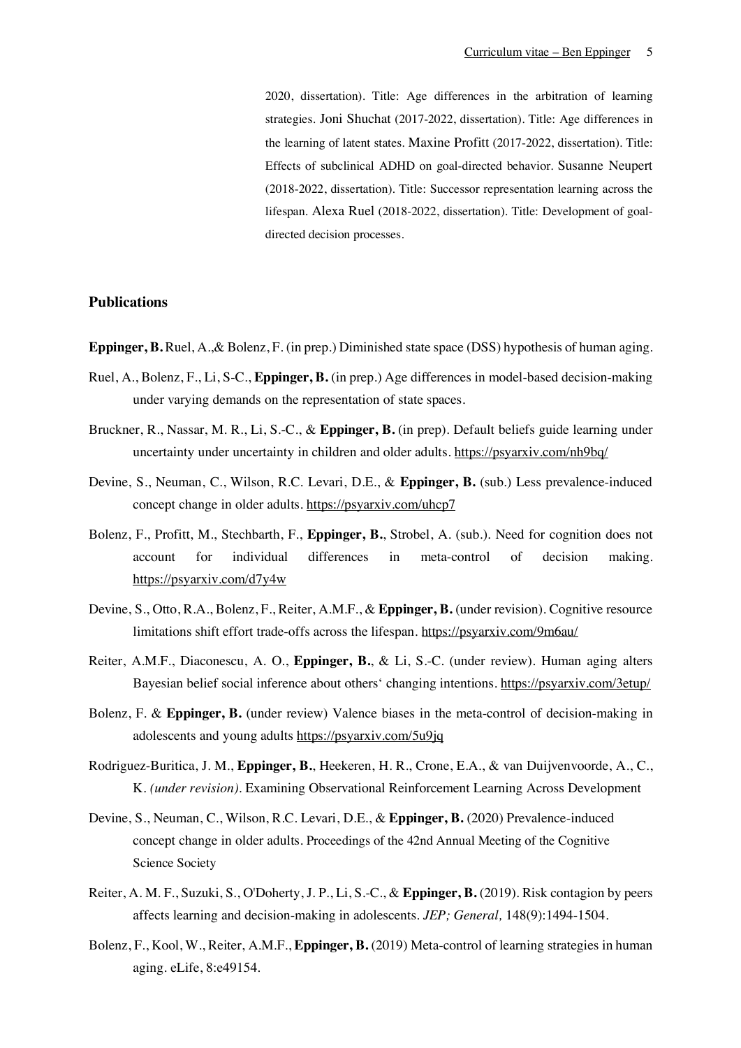2020, dissertation). Title: Age differences in the arbitration of learning strategies. Joni Shuchat (2017-2022, dissertation). Title: Age differences in the learning of latent states. Maxine Profitt (2017-2022, dissertation). Title: Effects of subclinical ADHD on goal-directed behavior. Susanne Neupert (2018-2022, dissertation). Title: Successor representation learning across the lifespan. Alexa Ruel (2018-2022, dissertation). Title: Development of goal-directed decision processes.

## Publications

**Eppinger, B.** Ruel, A.,& Bolenz, F. (in prep.) Diminished state space (DSS) hypothesis of human aging.

Ruel, A., Bolenz, F., Li, S-C., **Eppinger, B.** (in prep.) Age differences in model-based decision-making under varying demands on the representation of state spaces.

Bruckner, R., Nassar, M. R., Li, S.-C., & **Eppinger, B.** (in prep). Default beliefs guide learning under uncertainty under uncertainty in children and older adults. https://psyarxiv.com/nh9bq/

Devine, S., Neuman, C., Wilson, R.C. Levari, D.E., & **Eppinger, B.** (sub.) Less prevalence-induced concept change in older adults. https://psyarxiv.com/uhcp7

Bolenz, F., Profitt, M., Stechbarth, F., **Eppinger, B.**, Strobel, A. (sub.). Need for cognition does not account for individual differences in meta-control of decision making. https://psyarxiv.com/d7y4w

Devine, S., Otto, R.A., Bolenz, F., Reiter, A.M.F., & **Eppinger, B.** (under revision). Cognitive resource limitations shift effort trade-offs across the lifespan. https://psyarxiv.com/9m6au/

Reiter, A.M.F., Diaconescu, A. O., **Eppinger, B.**, & Li, S.-C. (under review). Human aging alters Bayesian belief social inference about others‘ changing intentions. https://psyarxiv.com/3etup/

Bolenz, F. & **Eppinger, B.** (under review) Valence biases in the meta-control of decision-making in adolescents and young adults https://psyarxiv.com/5u9jq

Rodriguez-Buritica, J. M., **Eppinger, B.**, Heekeren, H. R., Crone, E.A., & van Duijvenvoorde, A., C., K. *(under revision)*. Examining Observational Reinforcement Learning Across Development

Devine, S., Neuman, C., Wilson, R.C. Levari, D.E., & **Eppinger, B.** (2020) Prevalence-induced concept change in older adults. Proceedings of the 42nd Annual Meeting of the Cognitive Science Society

Reiter, A. M. F., Suzuki, S., O'Doherty, J. P., Li, S.-C., & **Eppinger, B.** (2019). Risk contagion by peers affects learning and decision-making in adolescents. *JEP; General,* 148(9):1494-1504.

Bolenz, F., Kool, W., Reiter, A.M.F., **Eppinger, B.** (2019) Meta-control of learning strategies in human aging. eLife, 8:e49154.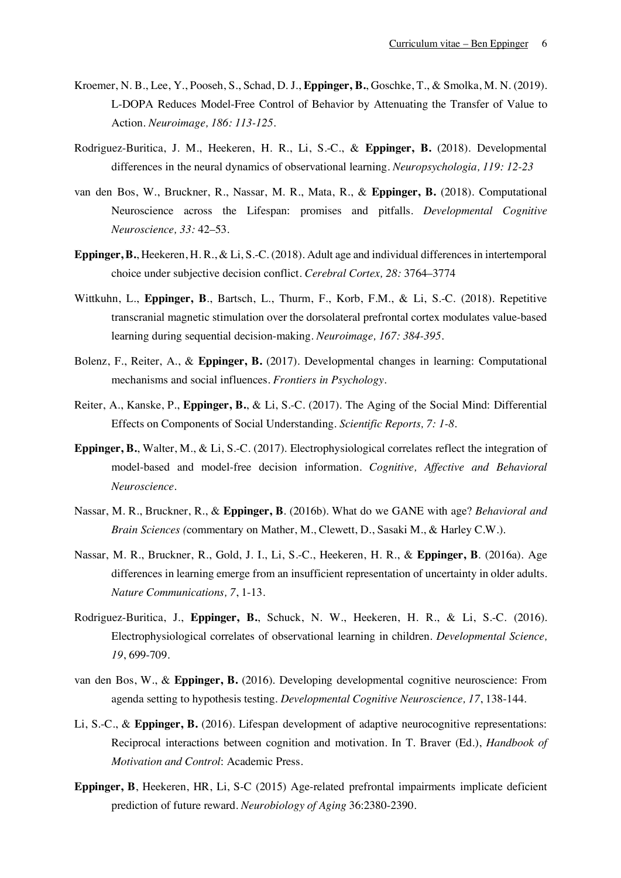Kroemer, N. B., Lee, Y., Pooseh, S., Schad, D. J., **Eppinger, B.**, Goschke, T., & Smolka, M. N. (2019). L-DOPA Reduces Model-Free Control of Behavior by Attenuating the Transfer of Value to Action. *Neuroimage, 186: 113-125.*

Rodriguez-Buritica, J. M., Heekeren, H. R., Li, S.-C., & **Eppinger, B.** (2018). Developmental differences in the neural dynamics of observational learning. *Neuropsychologia, 119: 12-23*

van den Bos, W., Bruckner, R., Nassar, M. R., Mata, R., & **Eppinger, B.** (2018). Computational Neuroscience across the Lifespan: promises and pitfalls. *Developmental Cognitive Neuroscience, 33:* 42–53.

**Eppinger, B.**, Heekeren, H. R., & Li, S.-C. (2018). Adult age and individual differences in intertemporal choice under subjective decision conflict. *Cerebral Cortex, 28:* 3764–3774

Wittkuhn, L., **Eppinger, B**., Bartsch, L., Thurm, F., Korb, F.M., & Li, S.-C. (2018). Repetitive transcranial magnetic stimulation over the dorsolateral prefrontal cortex modulates value-based learning during sequential decision-making. *Neuroimage, 167: 384-395.*

Bolenz, F., Reiter, A., & **Eppinger, B.** (2017). Developmental changes in learning: Computational mechanisms and social influences. *Frontiers in Psychology.*

Reiter, A., Kanske, P., **Eppinger, B.**, & Li, S.-C. (2017). The Aging of the Social Mind: Differential Effects on Components of Social Understanding. *Scientific Reports, 7: 1-8.*

**Eppinger, B.**, Walter, M., & Li, S.-C. (2017). Electrophysiological correlates reflect the integration of model-based and model-free decision information. *Cognitive, Affective and Behavioral Neuroscience.*

Nassar, M. R., Bruckner, R., & **Eppinger, B**. (2016b). What do we GANE with age? *Behavioral and Brain Sciences (*commentary on Mather, M., Clewett, D., Sasaki M., & Harley C.W.).

Nassar, M. R., Bruckner, R., Gold, J. I., Li, S.-C., Heekeren, H. R., & **Eppinger, B**. (2016a). Age differences in learning emerge from an insufficient representation of uncertainty in older adults. *Nature Communications, 7*, 1-13.

Rodriguez-Buritica, J., **Eppinger, B.**, Schuck, N. W., Heekeren, H. R., & Li, S.-C. (2016). Electrophysiological correlates of observational learning in children. *Developmental Science, 19*, 699-709.

van den Bos, W., & **Eppinger, B.** (2016). Developing developmental cognitive neuroscience: From agenda setting to hypothesis testing. *Developmental Cognitive Neuroscience, 17*, 138-144.

Li, S.-C., & **Eppinger, B.** (2016). Lifespan development of adaptive neurocognitive representations: Reciprocal interactions between cognition and motivation. In T. Braver (Ed.), *Handbook of Motivation and Control*: Academic Press.

**Eppinger, B**, Heekeren, HR, Li, S-C (2015) Age-related prefrontal impairments implicate deficient prediction of future reward. *Neurobiology of Aging* 36:2380-2390.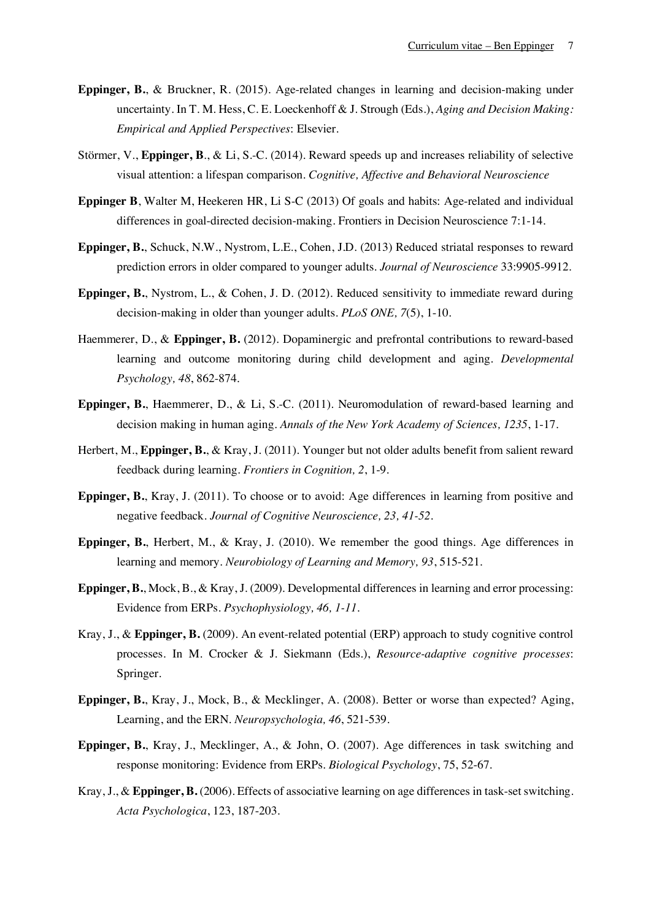**Eppinger, B.**, & Bruckner, R. (2015). Age-related changes in learning and decision-making under uncertainty. In T. M. Hess, C. E. Loeckenhoff & J. Strough (Eds.), *Aging and Decision Making: Empirical and Applied Perspectives*: Elsevier.

Störmer, V., **Eppinger, B**., & Li, S.-C. (2014). Reward speeds up and increases reliability of selective visual attention: a lifespan comparison. *Cognitive, Affective and Behavioral Neuroscience*

**Eppinger B**, Walter M, Heekeren HR, Li S-C (2013) Of goals and habits: Age-related and individual differences in goal-directed decision-making. Frontiers in Decision Neuroscience 7:1-14.

**Eppinger, B.**, Schuck, N.W., Nystrom, L.E., Cohen, J.D. (2013) Reduced striatal responses to reward prediction errors in older compared to younger adults. *Journal of Neuroscience* 33:9905-9912.

**Eppinger, B.**, Nystrom, L., & Cohen, J. D. (2012). Reduced sensitivity to immediate reward during decision-making in older than younger adults. *PLoS ONE, 7*(5), 1-10.

Haemmerer, D., & **Eppinger, B.** (2012). Dopaminergic and prefrontal contributions to reward-based learning and outcome monitoring during child development and aging. *Developmental Psychology, 48*, 862-874.

**Eppinger, B.**, Haemmerer, D., & Li, S.-C. (2011). Neuromodulation of reward-based learning and decision making in human aging. *Annals of the New York Academy of Sciences, 1235*, 1-17.

Herbert, M., **Eppinger, B.**, & Kray, J. (2011). Younger but not older adults benefit from salient reward feedback during learning. *Frontiers in Cognition, 2*, 1-9.

**Eppinger, B.**, Kray, J. (2011). To choose or to avoid: Age differences in learning from positive and negative feedback. *Journal of Cognitive Neuroscience, 23, 41-52*.

**Eppinger, B.**, Herbert, M., & Kray, J. (2010). We remember the good things. Age differences in learning and memory. *Neurobiology of Learning and Memory, 93*, 515-521.

**Eppinger, B.**, Mock, B., & Kray, J. (2009). Developmental differences in learning and error processing: Evidence from ERPs. *Psychophysiology, 46, 1-11*.

Kray, J., & **Eppinger, B.** (2009). An event-related potential (ERP) approach to study cognitive control processes. In M. Crocker & J. Siekmann (Eds.), *Resource-adaptive cognitive processes*: Springer.

**Eppinger, B.**, Kray, J., Mock, B., & Mecklinger, A. (2008). Better or worse than expected? Aging, Learning, and the ERN. *Neuropsychologia, 46*, 521-539.

**Eppinger, B.**, Kray, J., Mecklinger, A., & John, O. (2007). Age differences in task switching and response monitoring: Evidence from ERPs. *Biological Psychology*, 75, 52-67.

Kray, J., & **Eppinger, B.** (2006). Effects of associative learning on age differences in task-set switching. *Acta Psychologica*, 123, 187-203.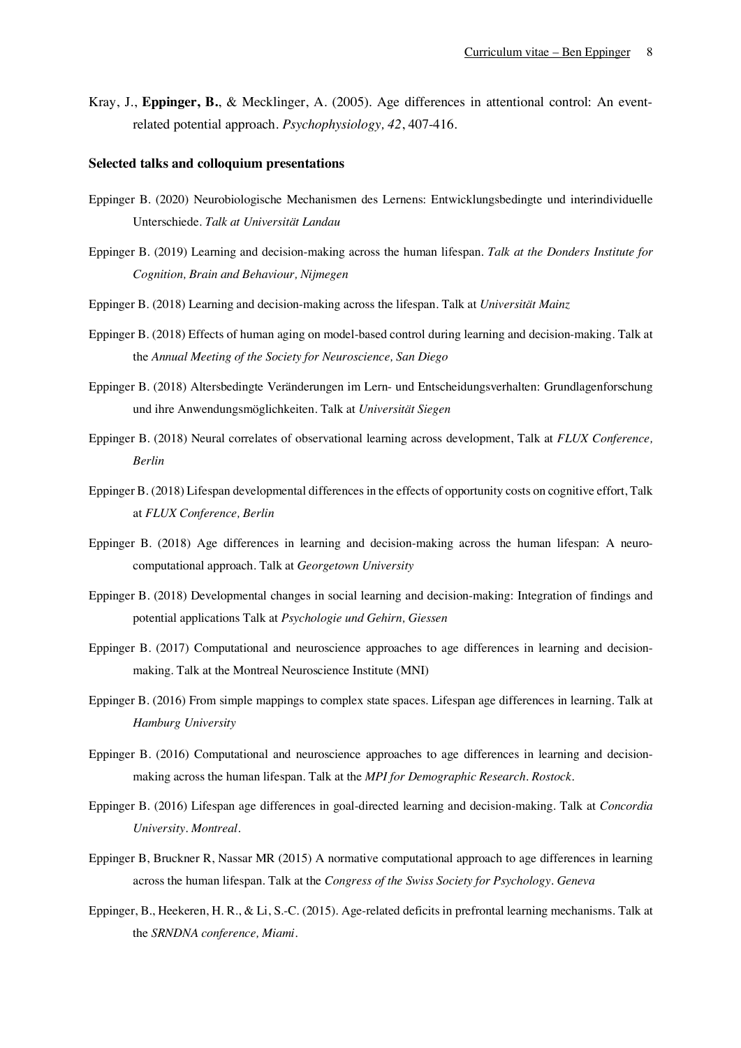Kray, J., **Eppinger, B.**, & Mecklinger, A. (2005). Age differences in attentional control: An event-related potential approach. *Psychophysiology, 42*, 407-416.

**Selected talks and colloquium presentations**

Eppinger B. (2020) Neurobiologische Mechanismen des Lernens: Entwicklungsbedingte und interindividuelle Unterschiede. *Talk at Universität Landau*

Eppinger B. (2019) Learning and decision-making across the human lifespan. *Talk at the Donders Institute for Cognition, Brain and Behaviour, Nijmegen*

Eppinger B. (2018) Learning and decision-making across the lifespan. Talk at *Universität Mainz*

Eppinger B. (2018) Effects of human aging on model-based control during learning and decision-making. Talk at the *Annual Meeting of the Society for Neuroscience, San Diego*

Eppinger B. (2018) Altersbedingte Veränderungen im Lern- und Entscheidungsverhalten: Grundlagenforschung und ihre Anwendungsmöglichkeiten. Talk at *Universität Siegen*

Eppinger B. (2018) Neural correlates of observational learning across development, Talk at *FLUX Conference, Berlin*

Eppinger B. (2018) Lifespan developmental differences in the effects of opportunity costs on cognitive effort, Talk at *FLUX Conference, Berlin*

Eppinger B. (2018) Age differences in learning and decision-making across the human lifespan: A neuro-computational approach. Talk at *Georgetown University*

Eppinger B. (2018) Developmental changes in social learning and decision-making: Integration of findings and potential applications Talk at *Psychologie und Gehirn, Giessen*

Eppinger B. (2017) Computational and neuroscience approaches to age differences in learning and decision-making. Talk at the Montreal Neuroscience Institute (MNI)

Eppinger B. (2016) From simple mappings to complex state spaces. Lifespan age differences in learning. Talk at *Hamburg University*

Eppinger B. (2016) Computational and neuroscience approaches to age differences in learning and decision-making across the human lifespan. Talk at the *MPI for Demographic Research. Rostock*.

Eppinger B. (2016) Lifespan age differences in goal-directed learning and decision-making. Talk at *Concordia University. Montreal*.

Eppinger B, Bruckner R, Nassar MR (2015) A normative computational approach to age differences in learning across the human lifespan. Talk at the *Congress of the Swiss Society for Psychology. Geneva*

Eppinger, B., Heekeren, H. R., & Li, S.-C. (2015). Age-related deficits in prefrontal learning mechanisms. Talk at the *SRNDNA conference, Miami*.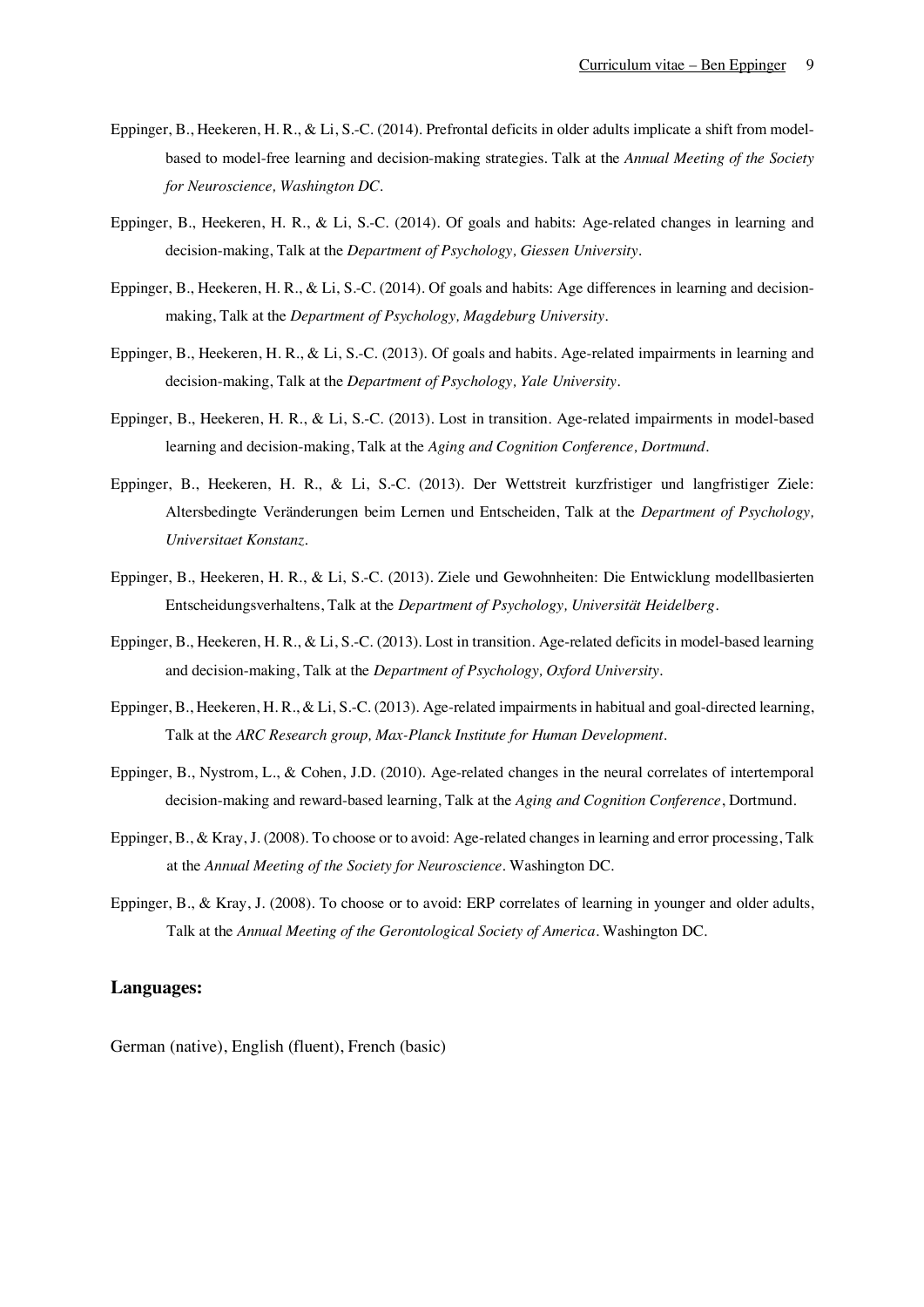Eppinger, B., Heekeren, H. R., & Li, S.-C. (2014). Prefrontal deficits in older adults implicate a shift from model-based to model-free learning and decision-making strategies. Talk at the *Annual Meeting of the Society for Neuroscience, Washington DC*.

Eppinger, B., Heekeren, H. R., & Li, S.-C. (2014). Of goals and habits: Age-related changes in learning and decision-making, Talk at the *Department of Psychology, Giessen University*.

Eppinger, B., Heekeren, H. R., & Li, S.-C. (2014). Of goals and habits: Age differences in learning and decision-making, Talk at the *Department of Psychology, Magdeburg University*.

Eppinger, B., Heekeren, H. R., & Li, S.-C. (2013). Of goals and habits. Age-related impairments in learning and decision-making, Talk at the *Department of Psychology, Yale University*.

Eppinger, B., Heekeren, H. R., & Li, S.-C. (2013). Lost in transition. Age-related impairments in model-based learning and decision-making, Talk at the *Aging and Cognition Conference, Dortmund*.

Eppinger, B., Heekeren, H. R., & Li, S.-C. (2013). Der Wettstreit kurzfristiger und langfristiger Ziele: Altersbedingte Veränderungen beim Lernen und Entscheiden, Talk at the *Department of Psychology, Universitaet Konstanz*.

Eppinger, B., Heekeren, H. R., & Li, S.-C. (2013). Ziele und Gewohnheiten: Die Entwicklung modellbasierten Entscheidungsverhaltens, Talk at the *Department of Psychology, Universität Heidelberg*.

Eppinger, B., Heekeren, H. R., & Li, S.-C. (2013). Lost in transition. Age-related deficits in model-based learning and decision-making, Talk at the *Department of Psychology, Oxford University*.

Eppinger, B., Heekeren, H. R., & Li, S.-C. (2013). Age-related impairments in habitual and goal-directed learning, Talk at the *ARC Research group, Max-Planck Institute for Human Development*.

Eppinger, B., Nystrom, L., & Cohen, J.D. (2010). Age-related changes in the neural correlates of intertemporal decision-making and reward-based learning, Talk at the *Aging and Cognition Conference*, Dortmund.

Eppinger, B., & Kray, J. (2008). To choose or to avoid: Age-related changes in learning and error processing, Talk at the *Annual Meeting of the Society for Neuroscience*. Washington DC.

Eppinger, B., & Kray, J. (2008). To choose or to avoid: ERP correlates of learning in younger and older adults, Talk at the *Annual Meeting of the Gerontological Society of America*. Washington DC.

### Languages:

German (native), English (fluent), French (basic)